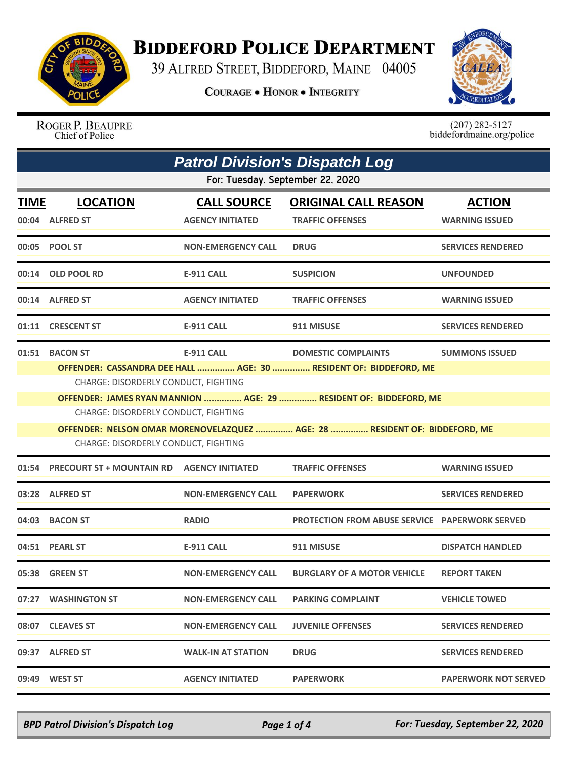# Biddeford Police Department

39 Alfred Street, Biddeford, Maine 04005

**Courage • Honor • Integrity**

Roger P. Beaupre
Chief of Police

(207) 282-5127
biddefordmaine.org/police

## Patrol Division's Dispatch Log

For: Tuesday, September 22, 2020

| TIME | LOCATION | CALL SOURCE | ORIGINAL CALL REASON | ACTION |
|---|---|---|---|---|
| 00:04 | ALFRED ST | AGENCY INITIATED | TRAFFIC OFFENSES | WARNING ISSUED |
| 00:05 | POOL ST | NON-EMERGENCY CALL | DRUG | SERVICES RENDERED |
| 00:14 | OLD POOL RD | E-911 CALL | SUSPICION | UNFOUNDED |
| 00:14 | ALFRED ST | AGENCY INITIATED | TRAFFIC OFFENSES | WARNING ISSUED |
| 01:11 | CRESCENT ST | E-911 CALL | 911 MISUSE | SERVICES RENDERED |
| 01:51 | BACON ST | E-911 CALL | DOMESTIC COMPLAINTS | SUMMONS ISSUED |

**OFFENDER: CASSANDRA DEE HALL ............... AGE: 30 ............... RESIDENT OF: BIDDEFORD, ME**
CHARGE: DISORDERLY CONDUCT, FIGHTING

**OFFENDER: JAMES RYAN MANNION ............... AGE: 29 ............... RESIDENT OF: BIDDEFORD, ME**
CHARGE: DISORDERLY CONDUCT, FIGHTING

**OFFENDER: NELSON OMAR MORENOVELAZQUEZ ............... AGE: 28 ............... RESIDENT OF: BIDDEFORD, ME**
CHARGE: DISORDERLY CONDUCT, FIGHTING

| TIME | LOCATION | CALL SOURCE | ORIGINAL CALL REASON | ACTION |
|---|---|---|---|---|
| 01:54 | PRECOURT ST + MOUNTAIN RD | AGENCY INITIATED | TRAFFIC OFFENSES | WARNING ISSUED |
| 03:28 | ALFRED ST | NON-EMERGENCY CALL | PAPERWORK | SERVICES RENDERED |
| 04:03 | BACON ST | RADIO | PROTECTION FROM ABUSE SERVICE | PAPERWORK SERVED |
| 04:51 | PEARL ST | E-911 CALL | 911 MISUSE | DISPATCH HANDLED |
| 05:38 | GREEN ST | NON-EMERGENCY CALL | BURGLARY OF A MOTOR VEHICLE | REPORT TAKEN |
| 07:27 | WASHINGTON ST | NON-EMERGENCY CALL | PARKING COMPLAINT | VEHICLE TOWED |
| 08:07 | CLEAVES ST | NON-EMERGENCY CALL | JUVENILE OFFENSES | SERVICES RENDERED |
| 09:37 | ALFRED ST | WALK-IN AT STATION | DRUG | SERVICES RENDERED |
| 09:49 | WEST ST | AGENCY INITIATED | PAPERWORK | PAPERWORK NOT SERVED |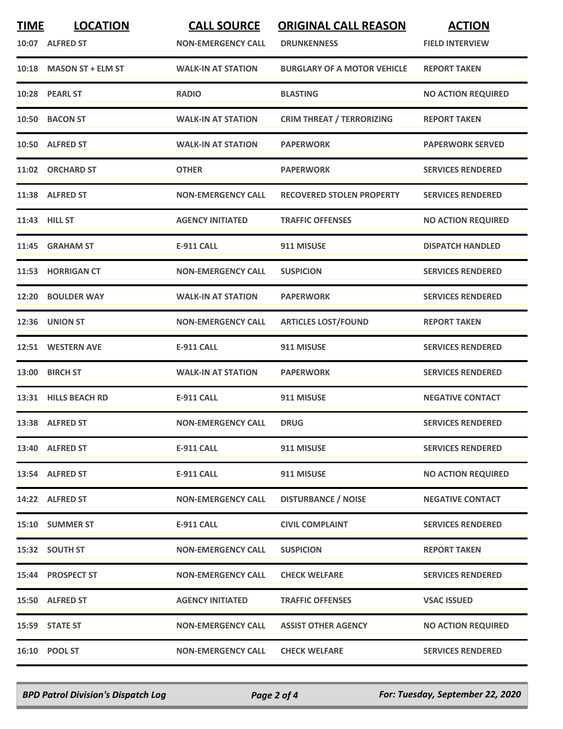| TIME | LOCATION | CALL SOURCE | ORIGINAL CALL REASON | ACTION |
|---|---|---|---|---|
| 10:07 | ALFRED ST | NON-EMERGENCY CALL | DRUNKENNESS | FIELD INTERVIEW |
| 10:18 | MASON ST + ELM ST | WALK-IN AT STATION | BURGLARY OF A MOTOR VEHICLE | REPORT TAKEN |
| 10:28 | PEARL ST | RADIO | BLASTING | NO ACTION REQUIRED |
| 10:50 | BACON ST | WALK-IN AT STATION | CRIM THREAT / TERRORIZING | REPORT TAKEN |
| 10:50 | ALFRED ST | WALK-IN AT STATION | PAPERWORK | PAPERWORK SERVED |
| 11:02 | ORCHARD ST | OTHER | PAPERWORK | SERVICES RENDERED |
| 11:38 | ALFRED ST | NON-EMERGENCY CALL | RECOVERED STOLEN PROPERTY | SERVICES RENDERED |
| 11:43 | HILL ST | AGENCY INITIATED | TRAFFIC OFFENSES | NO ACTION REQUIRED |
| 11:45 | GRAHAM ST | E-911 CALL | 911 MISUSE | DISPATCH HANDLED |
| 11:53 | HORRIGAN CT | NON-EMERGENCY CALL | SUSPICION | SERVICES RENDERED |
| 12:20 | BOULDER WAY | WALK-IN AT STATION | PAPERWORK | SERVICES RENDERED |
| 12:36 | UNION ST | NON-EMERGENCY CALL | ARTICLES LOST/FOUND | REPORT TAKEN |
| 12:51 | WESTERN AVE | E-911 CALL | 911 MISUSE | SERVICES RENDERED |
| 13:00 | BIRCH ST | WALK-IN AT STATION | PAPERWORK | SERVICES RENDERED |
| 13:31 | HILLS BEACH RD | E-911 CALL | 911 MISUSE | NEGATIVE CONTACT |
| 13:38 | ALFRED ST | NON-EMERGENCY CALL | DRUG | SERVICES RENDERED |
| 13:40 | ALFRED ST | E-911 CALL | 911 MISUSE | SERVICES RENDERED |
| 13:54 | ALFRED ST | E-911 CALL | 911 MISUSE | NO ACTION REQUIRED |
| 14:22 | ALFRED ST | NON-EMERGENCY CALL | DISTURBANCE / NOISE | NEGATIVE CONTACT |
| 15:10 | SUMMER ST | E-911 CALL | CIVIL COMPLAINT | SERVICES RENDERED |
| 15:32 | SOUTH ST | NON-EMERGENCY CALL | SUSPICION | REPORT TAKEN |
| 15:44 | PROSPECT ST | NON-EMERGENCY CALL | CHECK WELFARE | SERVICES RENDERED |
| 15:50 | ALFRED ST | AGENCY INITIATED | TRAFFIC OFFENSES | VSAC ISSUED |
| 15:59 | STATE ST | NON-EMERGENCY CALL | ASSIST OTHER AGENCY | NO ACTION REQUIRED |
| 16:10 | POOL ST | NON-EMERGENCY CALL | CHECK WELFARE | SERVICES RENDERED |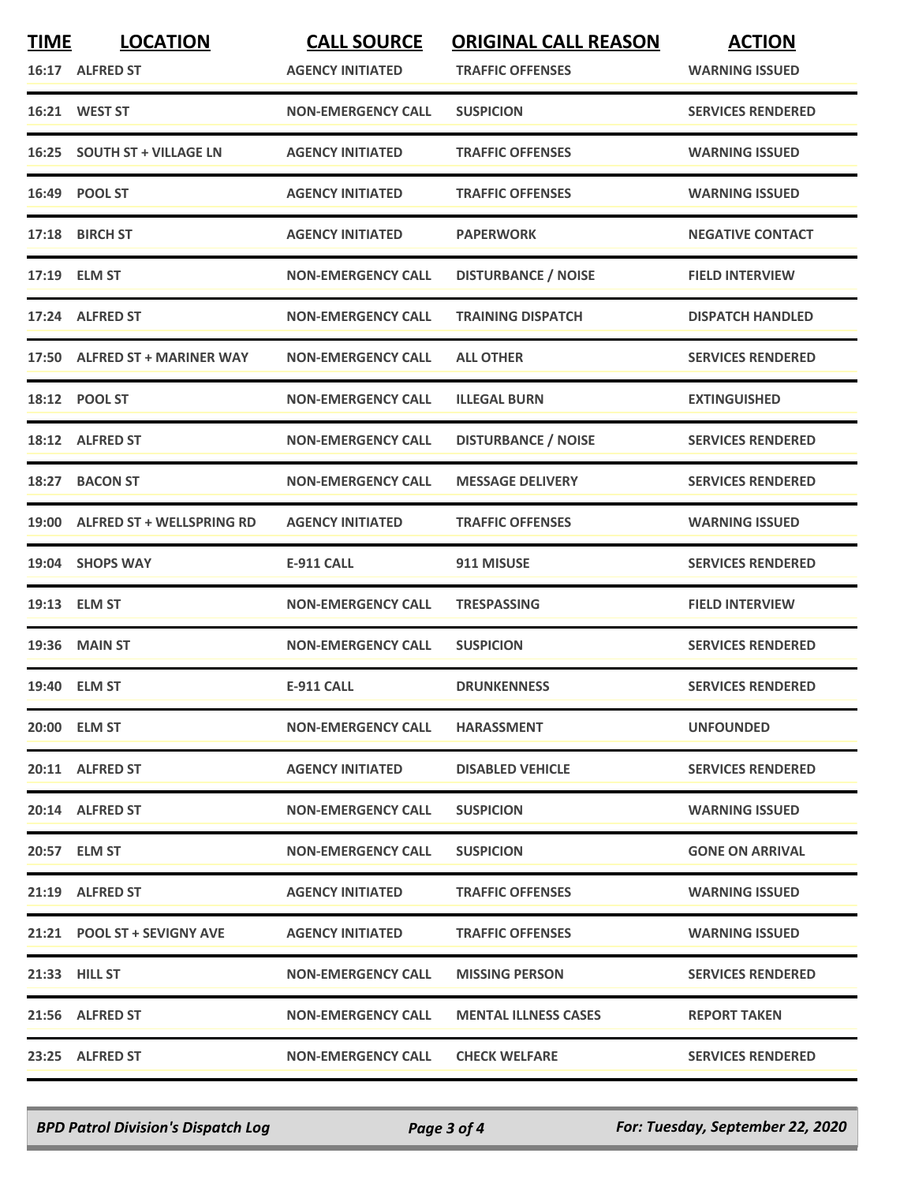| TIME | LOCATION | CALL SOURCE | ORIGINAL CALL REASON | ACTION |
|---|---|---|---|---|
| 16:17 | ALFRED ST | AGENCY INITIATED | TRAFFIC OFFENSES | WARNING ISSUED |
| 16:21 | WEST ST | NON-EMERGENCY CALL | SUSPICION | SERVICES RENDERED |
| 16:25 | SOUTH ST + VILLAGE LN | AGENCY INITIATED | TRAFFIC OFFENSES | WARNING ISSUED |
| 16:49 | POOL ST | AGENCY INITIATED | TRAFFIC OFFENSES | WARNING ISSUED |
| 17:18 | BIRCH ST | AGENCY INITIATED | PAPERWORK | NEGATIVE CONTACT |
| 17:19 | ELM ST | NON-EMERGENCY CALL | DISTURBANCE / NOISE | FIELD INTERVIEW |
| 17:24 | ALFRED ST | NON-EMERGENCY CALL | TRAINING DISPATCH | DISPATCH HANDLED |
| 17:50 | ALFRED ST + MARINER WAY | NON-EMERGENCY CALL | ALL OTHER | SERVICES RENDERED |
| 18:12 | POOL ST | NON-EMERGENCY CALL | ILLEGAL BURN | EXTINGUISHED |
| 18:12 | ALFRED ST | NON-EMERGENCY CALL | DISTURBANCE / NOISE | SERVICES RENDERED |
| 18:27 | BACON ST | NON-EMERGENCY CALL | MESSAGE DELIVERY | SERVICES RENDERED |
| 19:00 | ALFRED ST + WELLSPRING RD | AGENCY INITIATED | TRAFFIC OFFENSES | WARNING ISSUED |
| 19:04 | SHOPS WAY | E-911 CALL | 911 MISUSE | SERVICES RENDERED |
| 19:13 | ELM ST | NON-EMERGENCY CALL | TRESPASSING | FIELD INTERVIEW |
| 19:36 | MAIN ST | NON-EMERGENCY CALL | SUSPICION | SERVICES RENDERED |
| 19:40 | ELM ST | E-911 CALL | DRUNKENNESS | SERVICES RENDERED |
| 20:00 | ELM ST | NON-EMERGENCY CALL | HARASSMENT | UNFOUNDED |
| 20:11 | ALFRED ST | AGENCY INITIATED | DISABLED VEHICLE | SERVICES RENDERED |
| 20:14 | ALFRED ST | NON-EMERGENCY CALL | SUSPICION | WARNING ISSUED |
| 20:57 | ELM ST | NON-EMERGENCY CALL | SUSPICION | GONE ON ARRIVAL |
| 21:19 | ALFRED ST | AGENCY INITIATED | TRAFFIC OFFENSES | WARNING ISSUED |
| 21:21 | POOL ST + SEVIGNY AVE | AGENCY INITIATED | TRAFFIC OFFENSES | WARNING ISSUED |
| 21:33 | HILL ST | NON-EMERGENCY CALL | MISSING PERSON | SERVICES RENDERED |
| 21:56 | ALFRED ST | NON-EMERGENCY CALL | MENTAL ILLNESS CASES | REPORT TAKEN |
| 23:25 | ALFRED ST | NON-EMERGENCY CALL | CHECK WELFARE | SERVICES RENDERED |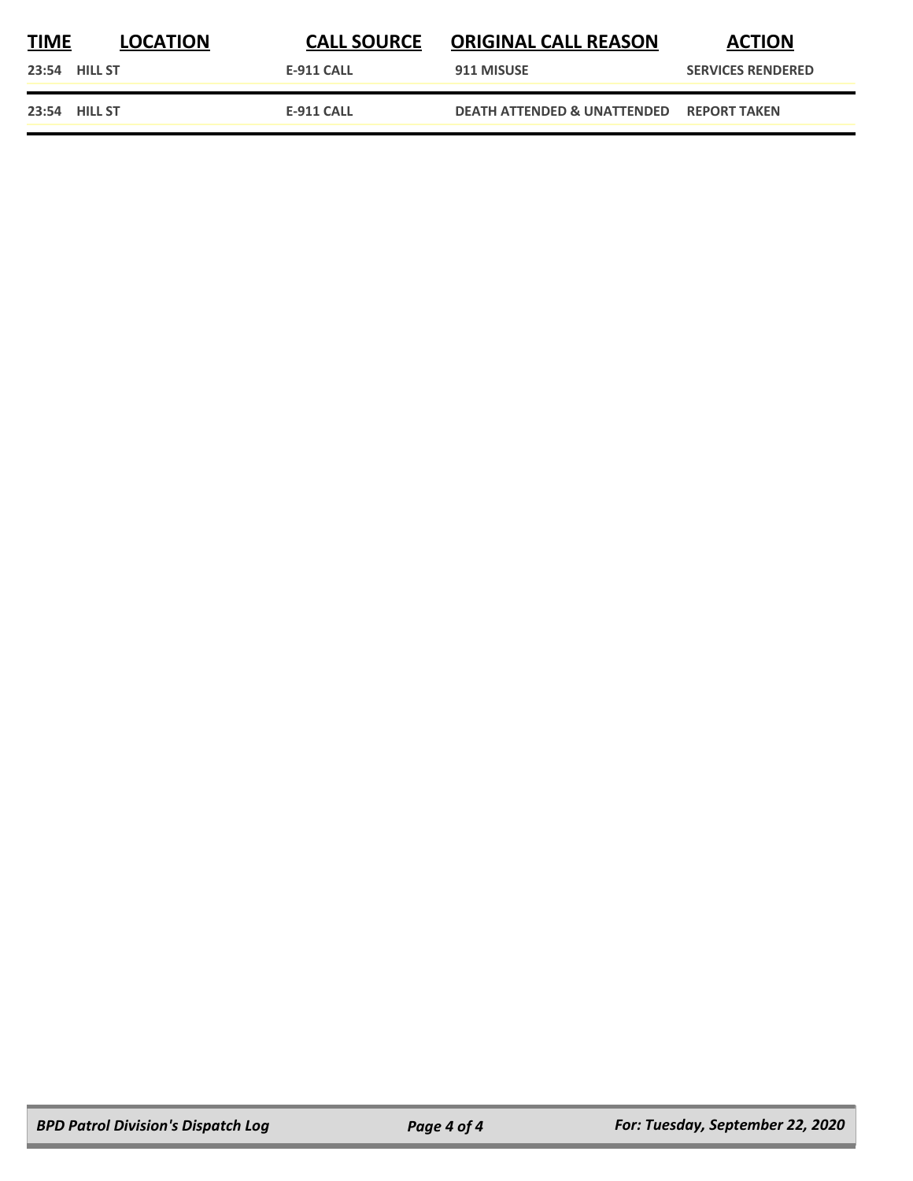| TIME | LOCATION | CALL SOURCE | ORIGINAL CALL REASON | ACTION |
|---|---|---|---|---|
| 23:54 | HILL ST | E-911 CALL | 911 MISUSE | SERVICES RENDERED |
| 23:54 | HILL ST | E-911 CALL | DEATH ATTENDED & UNATTENDED | REPORT TAKEN |